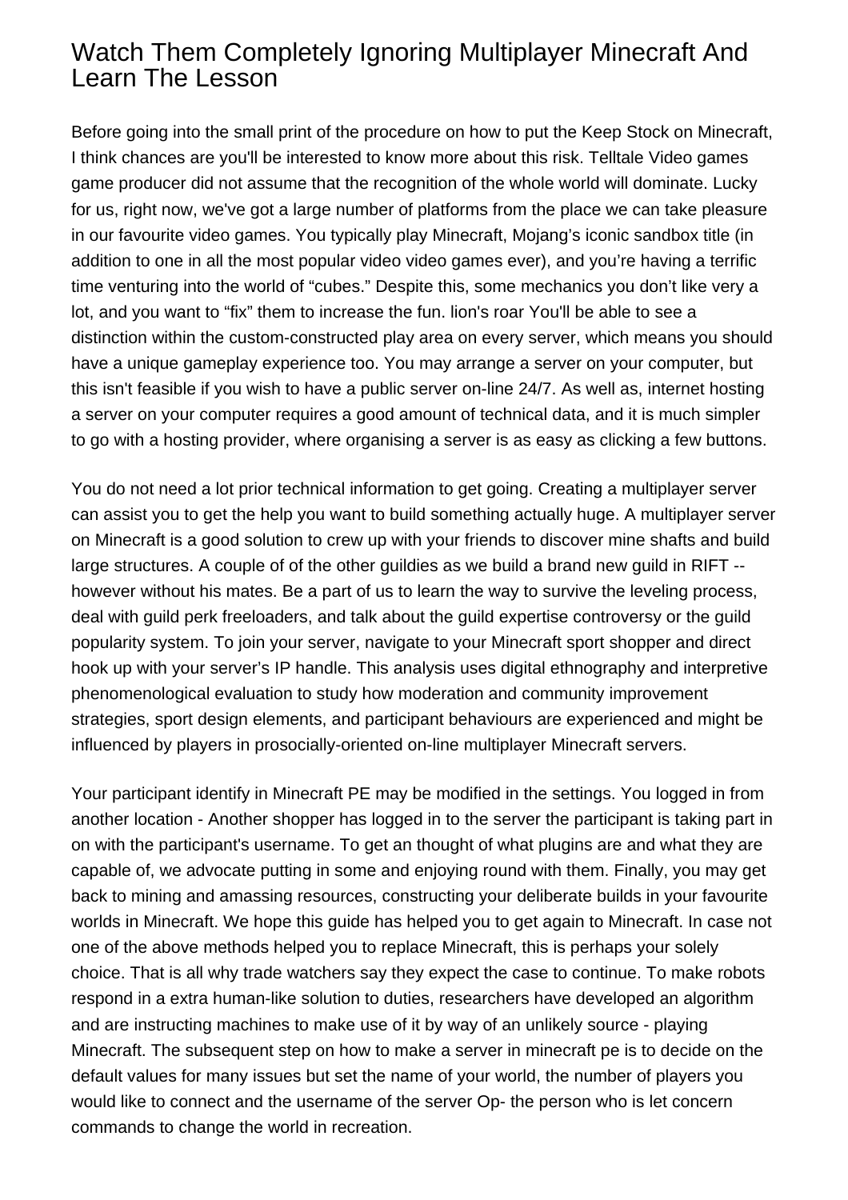# Watch Them Completely Ignoring Multiplayer Minecraft And Learn The Lesson

Before going into the small print of the procedure on how to put the Keep Stock on Minecraft, I think chances are you'll be interested to know more about this risk. Telltale Video games game producer did not assume that the recognition of the whole world will dominate. Lucky for us, right now, we've got a large number of platforms from the place we can take pleasure in our favourite video games. You typically play Minecraft, Mojang's iconic sandbox title (in addition to one in all the most popular video video games ever), and you're having a terrific time venturing into the world of "cubes." Despite this, some mechanics you don't like very a lot, and you want to "fix" them to increase the fun. lion's roar You'll be able to see a distinction within the custom-constructed play area on every server, which means you should have a unique gameplay experience too. You may arrange a server on your computer, but this isn't feasible if you wish to have a public server on-line 24/7. As well as, internet hosting a server on your computer requires a good amount of technical data, and it is much simpler to go with a hosting provider, where organising a server is as easy as clicking a few buttons.

You do not need a lot prior technical information to get going. Creating a multiplayer server can assist you to get the help you want to build something actually huge. A multiplayer server on Minecraft is a good solution to crew up with your friends to discover mine shafts and build large structures. A couple of of the other guildies as we build a brand new guild in RIFT -- however without his mates. Be a part of us to learn the way to survive the leveling process, deal with guild perk freeloaders, and talk about the guild expertise controversy or the guild popularity system. To join your server, navigate to your Minecraft sport shopper and direct hook up with your server's IP handle. This analysis uses digital ethnography and interpretive phenomenological evaluation to study how moderation and community improvement strategies, sport design elements, and participant behaviours are experienced and might be influenced by players in prosocially-oriented on-line multiplayer Minecraft servers.

Your participant identify in Minecraft PE may be modified in the settings. You logged in from another location - Another shopper has logged in to the server the participant is taking part in on with the participant's username. To get an thought of what plugins are and what they are capable of, we advocate putting in some and enjoying round with them. Finally, you may get back to mining and amassing resources, constructing your deliberate builds in your favourite worlds in Minecraft. We hope this guide has helped you to get again to Minecraft. In case not one of the above methods helped you to replace Minecraft, this is perhaps your solely choice. That is all why trade watchers say they expect the case to continue. To make robots respond in a extra human-like solution to duties, researchers have developed an algorithm and are instructing machines to make use of it by way of an unlikely source - playing Minecraft. The subsequent step on how to make a server in minecraft pe is to decide on the default values for many issues but set the name of your world, the number of players you would like to connect and the username of the server Op- the person who is let concern commands to change the world in recreation.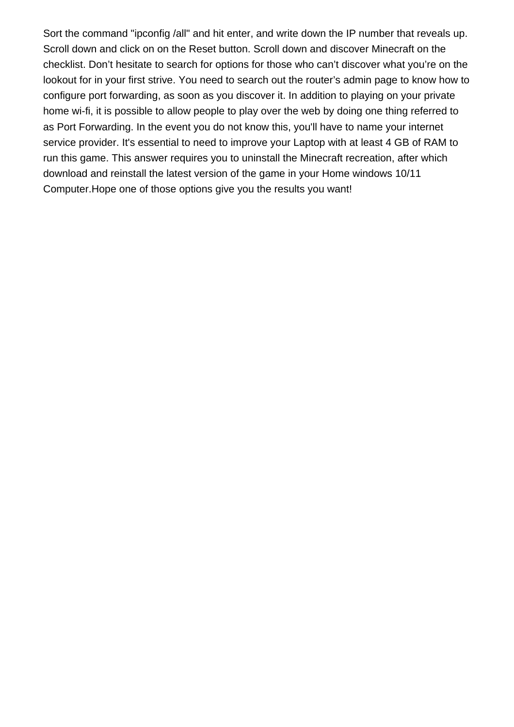Sort the command "ipconfig /all" and hit enter, and write down the IP number that reveals up. Scroll down and click on on the Reset button. Scroll down and discover Minecraft on the checklist. Don’t hesitate to search for options for those who can’t discover what you’re on the lookout for in your first strive. You need to search out the router’s admin page to know how to configure port forwarding, as soon as you discover it. In addition to playing on your private home wi-fi, it is possible to allow people to play over the web by doing one thing referred to as Port Forwarding. In the event you do not know this, you'll have to name your internet service provider. It's essential to need to improve your Laptop with at least 4 GB of RAM to run this game. This answer requires you to uninstall the Minecraft recreation, after which download and reinstall the latest version of the game in your Home windows 10/11 Computer.Hope one of those options give you the results you want!